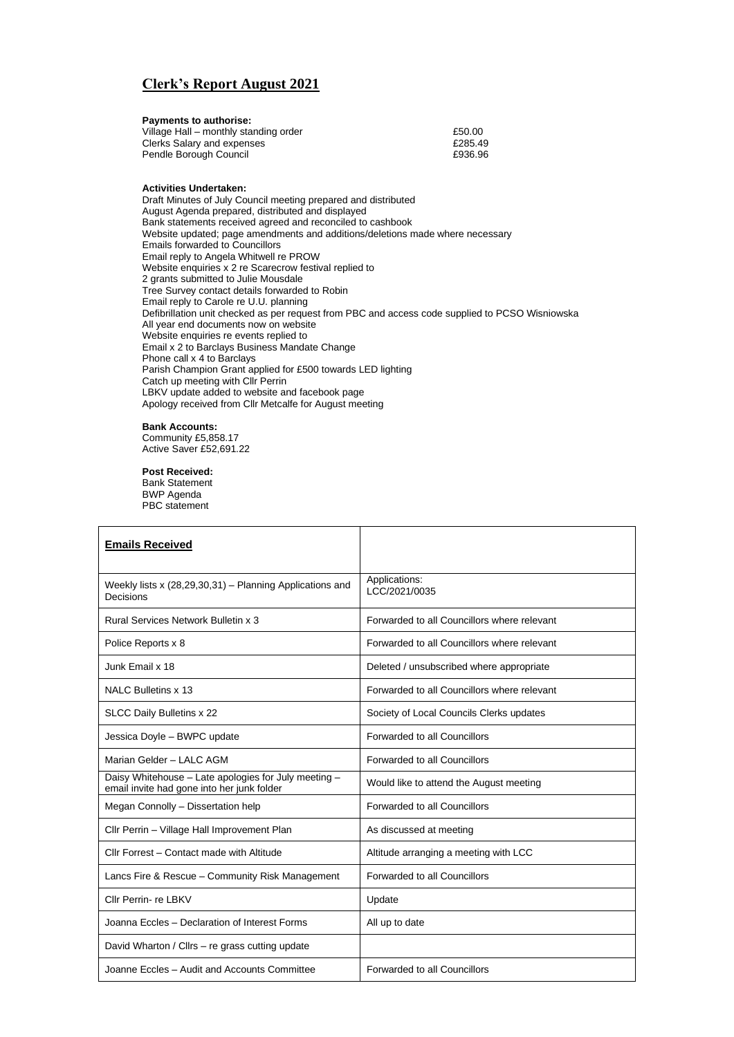# Clerk's Report August 2021

**Payments to authorise:**

| | |
|---|---|
| Village Hall – monthly standing order | £50.00 |
| Clerks Salary and expenses | £285.49 |
| Pendle Borough Council | £936.96 |

**Activities Undertaken:**

Draft Minutes of July Council meeting prepared and distributed
August Agenda prepared, distributed and displayed
Bank statements received agreed and reconciled to cashbook
Website updated; page amendments and additions/deletions made where necessary
Emails forwarded to Councillors
Email reply to Angela Whitwell re PROW
Website enquiries x 2 re Scarecrow festival replied to
2 grants submitted to Julie Mousdale
Tree Survey contact details forwarded to Robin
Email reply to Carole re U.U. planning
Defibrillation unit checked as per request from PBC and access code supplied to PCSO Wisniowska
All year end documents now on website
Website enquiries re events replied to
Email x 2 to Barclays Business Mandate Change
Phone call x 4 to Barclays
Parish Champion Grant applied for £500 towards LED lighting
Catch up meeting with Cllr Perrin
LBKV update added to website and facebook page
Apology received from Cllr Metcalfe for August meeting

**Bank Accounts:**

Community £5,858.17
Active Saver £52,691.22

**Post Received:**

Bank Statement
BWP Agenda
PBC statement

| **Emails Received** | |
|---|---|
| Weekly lists x (28,29,30,31) – Planning Applications and Decisions | Applications: LCC/2021/0035 |
| Rural Services Network Bulletin x 3 | Forwarded to all Councillors where relevant |
| Police Reports x 8 | Forwarded to all Councillors where relevant |
| Junk Email x 18 | Deleted / unsubscribed where appropriate |
| NALC Bulletins x 13 | Forwarded to all Councillors where relevant |
| SLCC Daily Bulletins x 22 | Society of Local Councils Clerks updates |
| Jessica Doyle – BWPC update | Forwarded to all Councillors |
| Marian Gelder – LALC AGM | Forwarded to all Councillors |
| Daisy Whitehouse – Late apologies for July meeting – email invite had gone into her junk folder | Would like to attend the August meeting |
| Megan Connolly – Dissertation help | Forwarded to all Councillors |
| Cllr Perrin – Village Hall Improvement Plan | As discussed at meeting |
| Cllr Forrest – Contact made with Altitude | Altitude arranging a meeting with LCC |
| Lancs Fire & Rescue – Community Risk Management | Forwarded to all Councillors |
| Cllr Perrin- re LBKV | Update |
| Joanna Eccles – Declaration of Interest Forms | All up to date |
| David Wharton / Cllrs – re grass cutting update | |
| Joanne Eccles – Audit and Accounts Committee | Forwarded to all Councillors |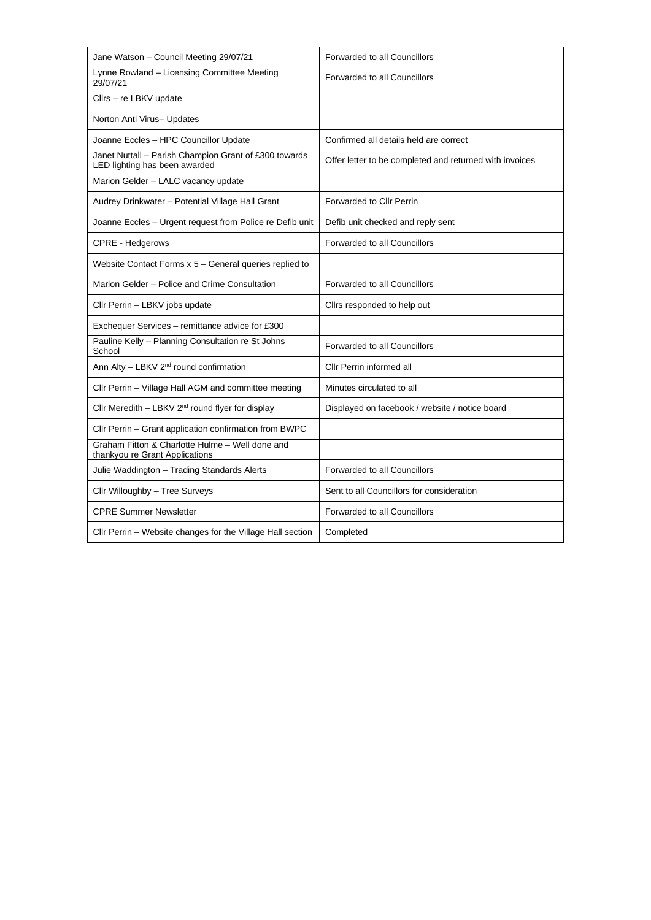| | |
|---|---|
| Jane Watson – Council Meeting 29/07/21 | Forwarded to all Councillors |
| Lynne Rowland – Licensing Committee Meeting 29/07/21 | Forwarded to all Councillors |
| Cllrs – re LBKV update | |
| Norton Anti Virus– Updates | |
| Joanne Eccles – HPC Councillor Update | Confirmed all details held are correct |
| Janet Nuttall – Parish Champion Grant of £300 towards LED lighting has been awarded | Offer letter to be completed and returned with invoices |
| Marion Gelder – LALC vacancy update | |
| Audrey Drinkwater – Potential Village Hall Grant | Forwarded to Cllr Perrin |
| Joanne Eccles – Urgent request from Police re Defib unit | Defib unit checked and reply sent |
| CPRE - Hedgerows | Forwarded to all Councillors |
| Website Contact Forms x 5 – General queries replied to | |
| Marion Gelder – Police and Crime Consultation | Forwarded to all Councillors |
| Cllr Perrin – LBKV jobs update | Cllrs responded to help out |
| Exchequer Services – remittance advice for £300 | |
| Pauline Kelly – Planning Consultation re St Johns School | Forwarded to all Councillors |
| Ann Alty – LBKV 2nd round confirmation | Cllr Perrin informed all |
| Cllr Perrin – Village Hall AGM and committee meeting | Minutes circulated to all |
| Cllr Meredith – LBKV 2nd round flyer for display | Displayed on facebook / website / notice board |
| Cllr Perrin – Grant application confirmation from BWPC | |
| Graham Fitton & Charlotte Hulme – Well done and thankyou re Grant Applications | |
| Julie Waddington – Trading Standards Alerts | Forwarded to all Councillors |
| Cllr Willoughby – Tree Surveys | Sent to all Councillors for consideration |
| CPRE Summer Newsletter | Forwarded to all Councillors |
| Cllr Perrin – Website changes for the Village Hall section | Completed |